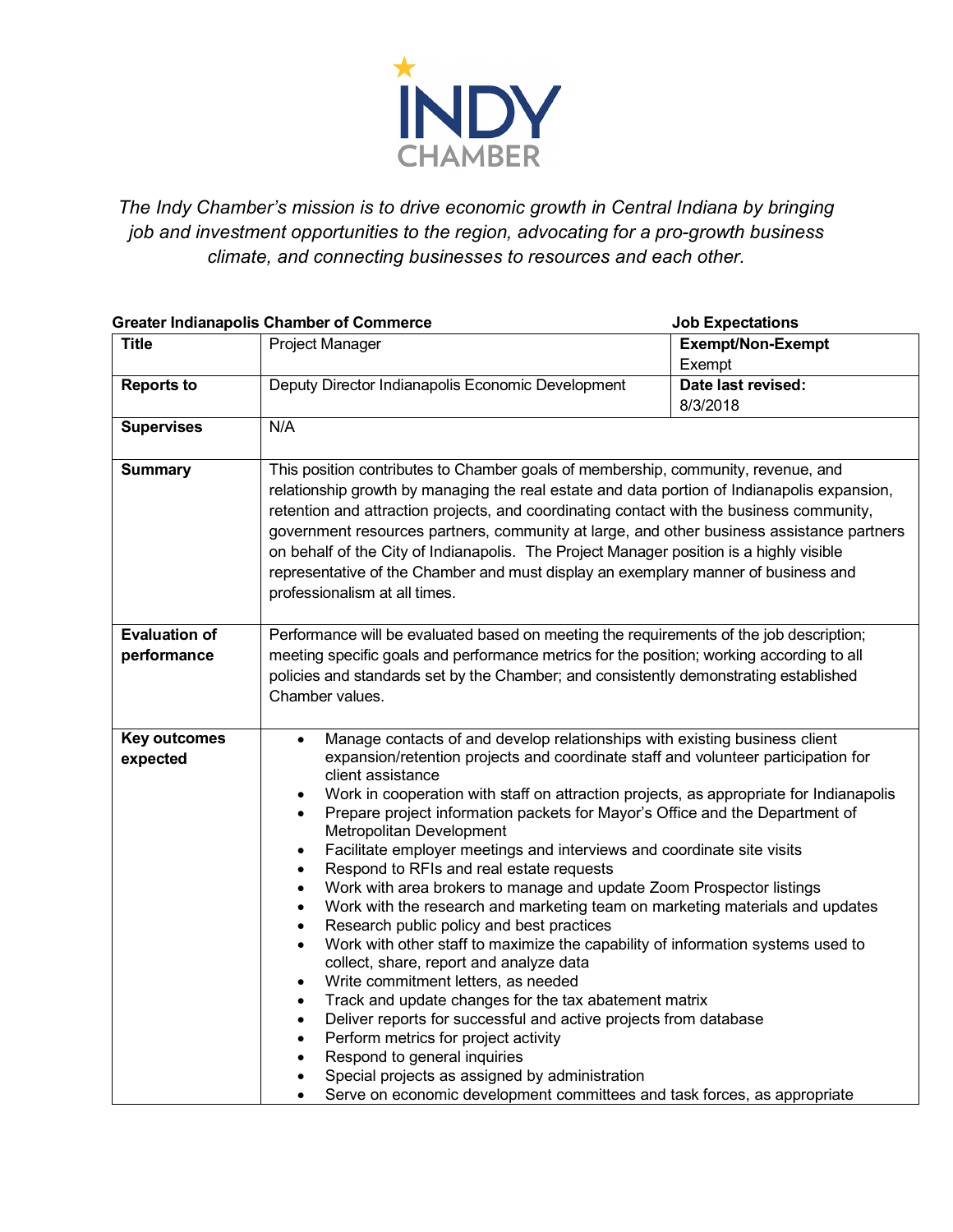INDY CHAMBER

*The Indy Chamber's mission is to drive economic growth in Central Indiana by bringing job and investment opportunities to the region, advocating for a pro-growth business climate, and connecting businesses to resources and each other.*

**Greater Indianapolis Chamber of Commerce** **Job Expectations**

| **Title** | Project Manager | **Exempt/Non-Exempt** Exempt |
|---|---|---|
| **Reports to** | Deputy Director Indianapolis Economic Development | **Date last revised:** 8/3/2018 |
| **Supervises** | N/A | |
| **Summary** | This position contributes to Chamber goals of membership, community, revenue, and relationship growth by managing the real estate and data portion of Indianapolis expansion, retention and attraction projects, and coordinating contact with the business community, government resources partners, community at large, and other business assistance partners on behalf of the City of Indianapolis. The Project Manager position is a highly visible representative of the Chamber and must display an exemplary manner of business and professionalism at all times. | |
| **Evaluation of performance** | Performance will be evaluated based on meeting the requirements of the job description; meeting specific goals and performance metrics for the position; working according to all policies and standards set by the Chamber; and consistently demonstrating established Chamber values. | |
| **Key outcomes expected** | • Manage contacts of and develop relationships with existing business client expansion/retention projects and coordinate staff and volunteer participation for client assistance<br>• Work in cooperation with staff on attraction projects, as appropriate for Indianapolis<br>• Prepare project information packets for Mayor's Office and the Department of Metropolitan Development<br>• Facilitate employer meetings and interviews and coordinate site visits<br>• Respond to RFIs and real estate requests<br>• Work with area brokers to manage and update Zoom Prospector listings<br>• Work with the research and marketing team on marketing materials and updates<br>• Research public policy and best practices<br>• Work with other staff to maximize the capability of information systems used to collect, share, report and analyze data<br>• Write commitment letters, as needed<br>• Track and update changes for the tax abatement matrix<br>• Deliver reports for successful and active projects from database<br>• Perform metrics for project activity<br>• Respond to general inquiries<br>• Special projects as assigned by administration<br>• Serve on economic development committees and task forces, as appropriate | |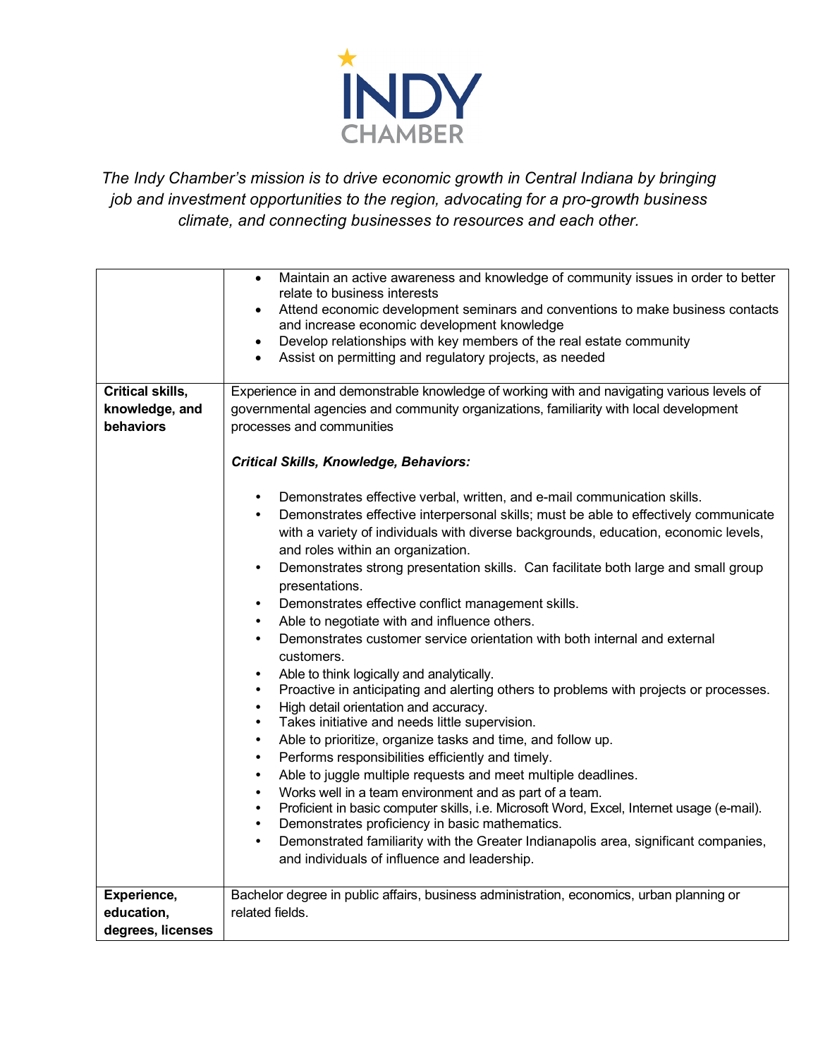**INDY CHAMBER**

*The Indy Chamber's mission is to drive economic growth in Central Indiana by bringing job and investment opportunities to the region, advocating for a pro-growth business climate, and connecting businesses to resources and each other.*

| | |
|---|---|
| | • Maintain an active awareness and knowledge of community issues in order to better relate to business interests<br>• Attend economic development seminars and conventions to make business contacts and increase economic development knowledge<br>• Develop relationships with key members of the real estate community<br>• Assist on permitting and regulatory projects, as needed |
| **Critical skills, knowledge, and behaviors** | Experience in and demonstrable knowledge of working with and navigating various levels of governmental agencies and community organizations, familiarity with local development processes and communities<br><br>***Critical Skills, Knowledge, Behaviors:***<br><br>• Demonstrates effective verbal, written, and e-mail communication skills.<br>• Demonstrates effective interpersonal skills; must be able to effectively communicate with a variety of individuals with diverse backgrounds, education, economic levels, and roles within an organization.<br>• Demonstrates strong presentation skills. Can facilitate both large and small group presentations.<br>• Demonstrates effective conflict management skills.<br>• Able to negotiate with and influence others.<br>• Demonstrates customer service orientation with both internal and external customers.<br>• Able to think logically and analytically.<br>• Proactive in anticipating and alerting others to problems with projects or processes.<br>• High detail orientation and accuracy.<br>• Takes initiative and needs little supervision.<br>• Able to prioritize, organize tasks and time, and follow up.<br>• Performs responsibilities efficiently and timely.<br>• Able to juggle multiple requests and meet multiple deadlines.<br>• Works well in a team environment and as part of a team.<br>• Proficient in basic computer skills, i.e. Microsoft Word, Excel, Internet usage (e-mail).<br>• Demonstrates proficiency in basic mathematics.<br>• Demonstrated familiarity with the Greater Indianapolis area, significant companies, and individuals of influence and leadership. |
| **Experience, education, degrees, licenses** | Bachelor degree in public affairs, business administration, economics, urban planning or related fields. |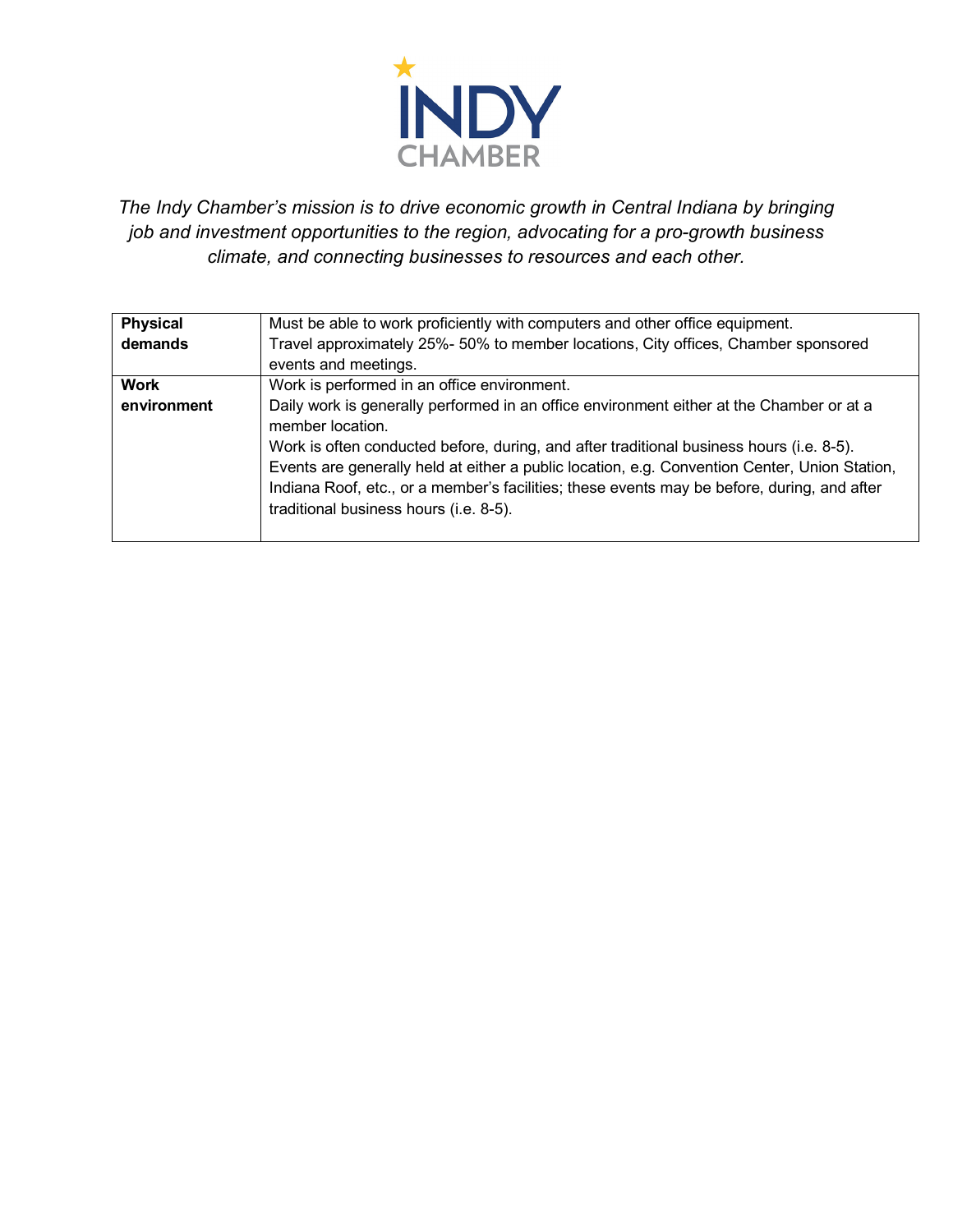INDY CHAMBER

*The Indy Chamber's mission is to drive economic growth in Central Indiana by bringing job and investment opportunities to the region, advocating for a pro-growth business climate, and connecting businesses to resources and each other.*

| | |
|---|---|
| **Physical demands** | Must be able to work proficiently with computers and other office equipment.<br>Travel approximately 25%- 50% to member locations, City offices, Chamber sponsored events and meetings. |
| **Work environment** | Work is performed in an office environment.<br>Daily work is generally performed in an office environment either at the Chamber or at a member location.<br>Work is often conducted before, during, and after traditional business hours (i.e. 8-5).<br>Events are generally held at either a public location, e.g. Convention Center, Union Station, Indiana Roof, etc., or a member's facilities; these events may be before, during, and after traditional business hours (i.e. 8-5). |